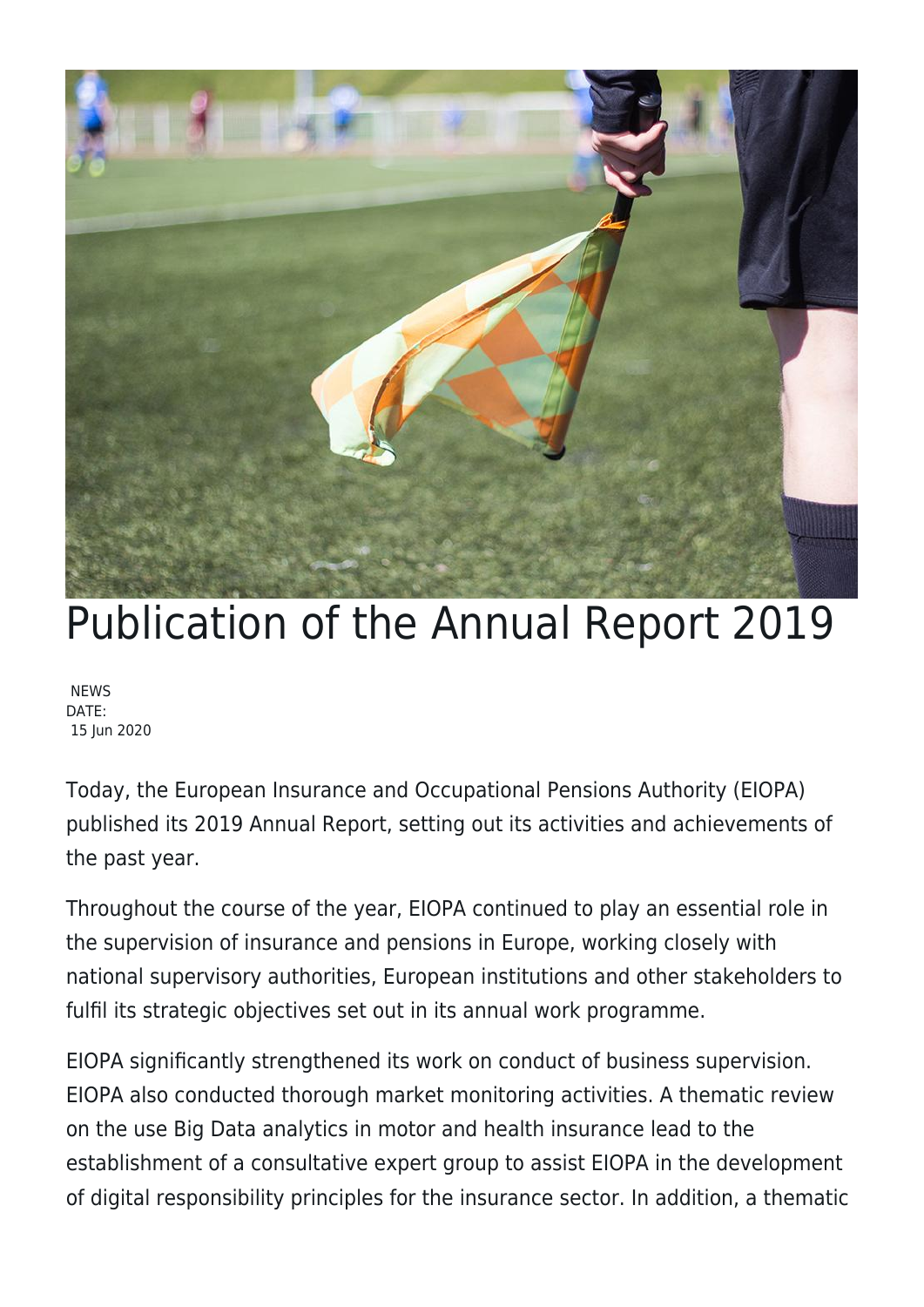# Publication of the Annual Report 2019

NEWS
DATE:
15 Jun 2020

Today, the European Insurance and Occupational Pensions Authority (EIOPA) published its 2019 Annual Report, setting out its activities and achievements of the past year.

Throughout the course of the year, EIOPA continued to play an essential role in the supervision of insurance and pensions in Europe, working closely with national supervisory authorities, European institutions and other stakeholders to fulfil its strategic objectives set out in its annual work programme.

EIOPA significantly strengthened its work on conduct of business supervision. EIOPA also conducted thorough market monitoring activities. A thematic review on the use Big Data analytics in motor and health insurance lead to the establishment of a consultative expert group to assist EIOPA in the development of digital responsibility principles for the insurance sector. In addition, a thematic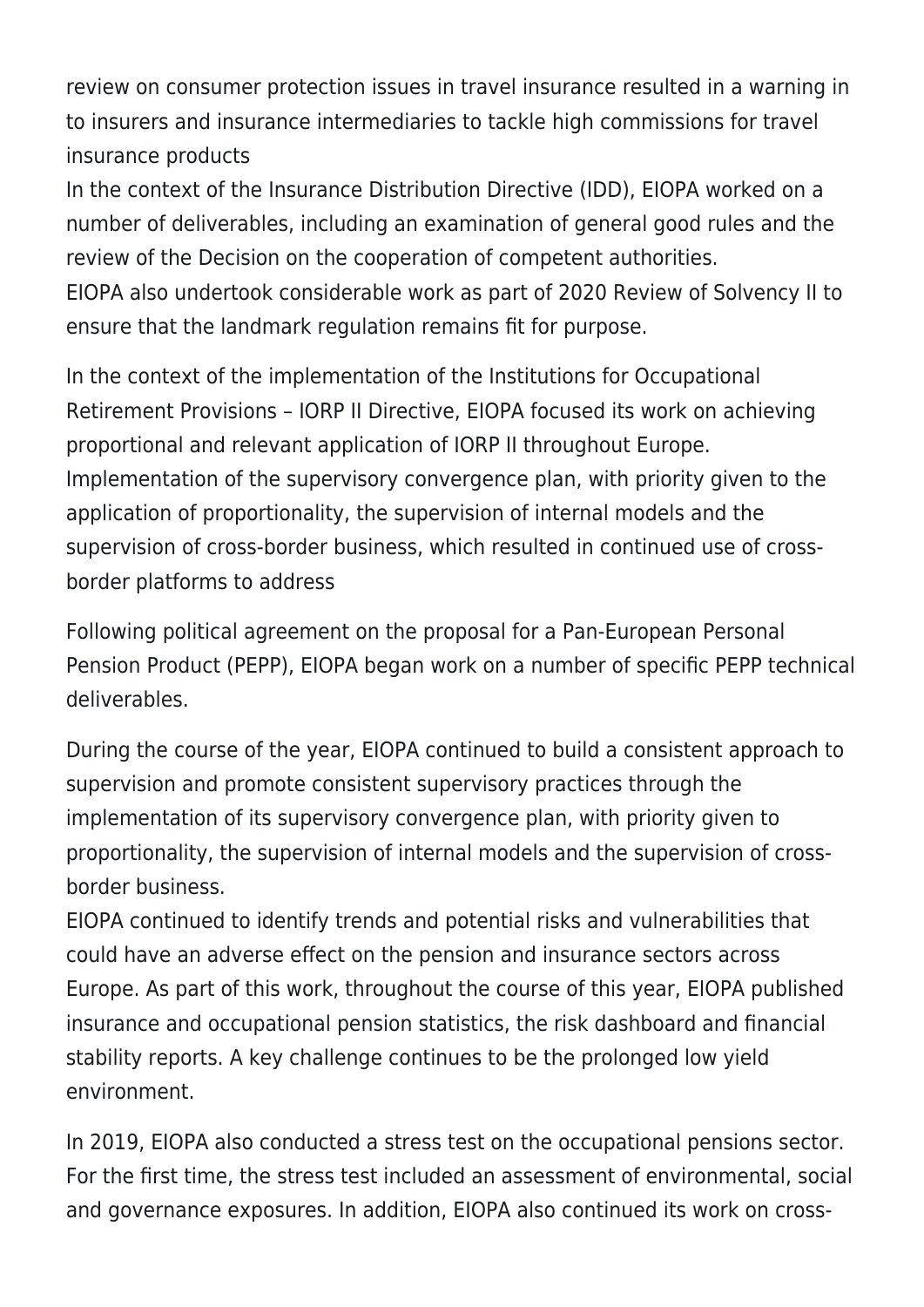review on consumer protection issues in travel insurance resulted in a warning in to insurers and insurance intermediaries to tackle high commissions for travel insurance products

In the context of the Insurance Distribution Directive (IDD), EIOPA worked on a number of deliverables, including an examination of general good rules and the review of the Decision on the cooperation of competent authorities.

EIOPA also undertook considerable work as part of 2020 Review of Solvency II to ensure that the landmark regulation remains fit for purpose.

In the context of the implementation of the Institutions for Occupational Retirement Provisions – IORP II Directive, EIOPA focused its work on achieving proportional and relevant application of IORP II throughout Europe.

Implementation of the supervisory convergence plan, with priority given to the application of proportionality, the supervision of internal models and the supervision of cross-border business, which resulted in continued use of cross-border platforms to address

Following political agreement on the proposal for a Pan-European Personal Pension Product (PEPP), EIOPA began work on a number of specific PEPP technical deliverables.

During the course of the year, EIOPA continued to build a consistent approach to supervision and promote consistent supervisory practices through the implementation of its supervisory convergence plan, with priority given to proportionality, the supervision of internal models and the supervision of cross-border business.

EIOPA continued to identify trends and potential risks and vulnerabilities that could have an adverse effect on the pension and insurance sectors across Europe. As part of this work, throughout the course of this year, EIOPA published insurance and occupational pension statistics, the risk dashboard and financial stability reports. A key challenge continues to be the prolonged low yield environment.

In 2019, EIOPA also conducted a stress test on the occupational pensions sector. For the first time, the stress test included an assessment of environmental, social and governance exposures. In addition, EIOPA also continued its work on cross-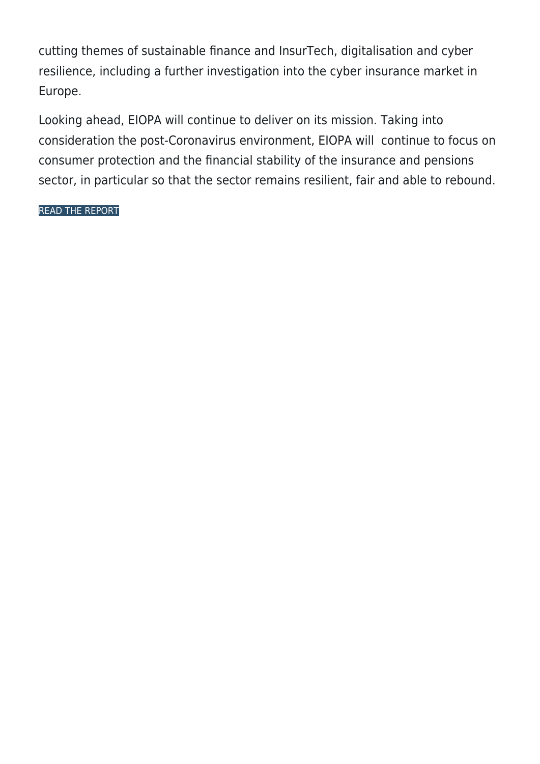cutting themes of sustainable finance and InsurTech, digitalisation and cyber resilience, including a further investigation into the cyber insurance market in Europe.

Looking ahead, EIOPA will continue to deliver on its mission. Taking into consideration the post-Coronavirus environment, EIOPA will continue to focus on consumer protection and the financial stability of the insurance and pensions sector, in particular so that the sector remains resilient, fair and able to rebound.

READ THE REPORT